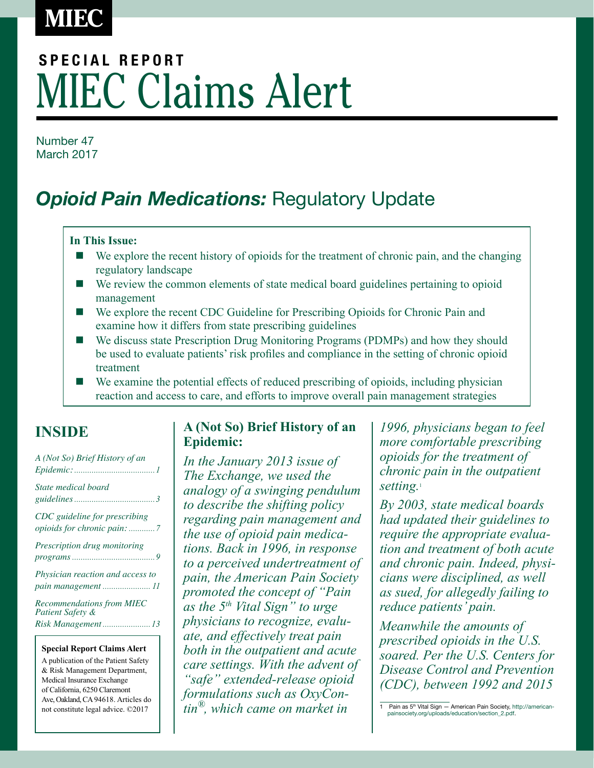MIEC

**SPECIAL REPORT**

# MIEC Claims Alert

Number 47
March 2017

## *Opioid Pain Medications:* Regulatory Update

**In This Issue:**

- We explore the recent history of opioids for the treatment of chronic pain, and the changing regulatory landscape
- We review the common elements of state medical board guidelines pertaining to opioid management
- We explore the recent CDC Guideline for Prescribing Opioids for Chronic Pain and examine how it differs from state prescribing guidelines
- We discuss state Prescription Drug Monitoring Programs (PDMPs) and how they should be used to evaluate patients' risk profiles and compliance in the setting of chronic opioid treatment
- We examine the potential effects of reduced prescribing of opioids, including physician reaction and access to care, and efforts to improve overall pain management strategies

## INSIDE

*A (Not So) Brief History of an Epidemic:* 1

*State medical board guidelines* 3

*CDC guideline for prescribing opioids for chronic pain:* 7

*Prescription drug monitoring programs* 9

*Physician reaction and access to pain management* 11

*Recommendations from MIEC Patient Safety & Risk Management* 13

**Special Report Claims Alert**

A publication of the Patient Safety & Risk Management Department, Medical Insurance Exchange of California, 6250 Claremont Ave, Oakland, CA 94618. Articles do not constitute legal advice. ©2017

### A (Not So) Brief History of an Epidemic:

*In the January 2013 issue of The Exchange, we used the analogy of a swinging pendulum to describe the shifting policy regarding pain management and the use of opioid pain medications. Back in 1996, in response to a perceived undertreatment of pain, the American Pain Society promoted the concept of "Pain as the 5th Vital Sign" to urge physicians to recognize, evaluate, and effectively treat pain both in the outpatient and acute care settings. With the advent of "safe" extended-release opioid formulations such as OxyContin®, which came on market in 1996, physicians began to feel more comfortable prescribing opioids for the treatment of chronic pain in the outpatient setting.*[1]

*By 2003, state medical boards had updated their guidelines to require the appropriate evaluation and treatment of both acute and chronic pain. Indeed, physicians were disciplined, as well as sued, for allegedly failing to reduce patients' pain.*

*Meanwhile the amounts of prescribed opioids in the U.S. soared. Per the U.S. Centers for Disease Control and Prevention (CDC), between 1992 and 2015*

1 Pain as 5th Vital Sign — American Pain Society, http://americanpainsociety.org/uploads/education/section_2.pdf.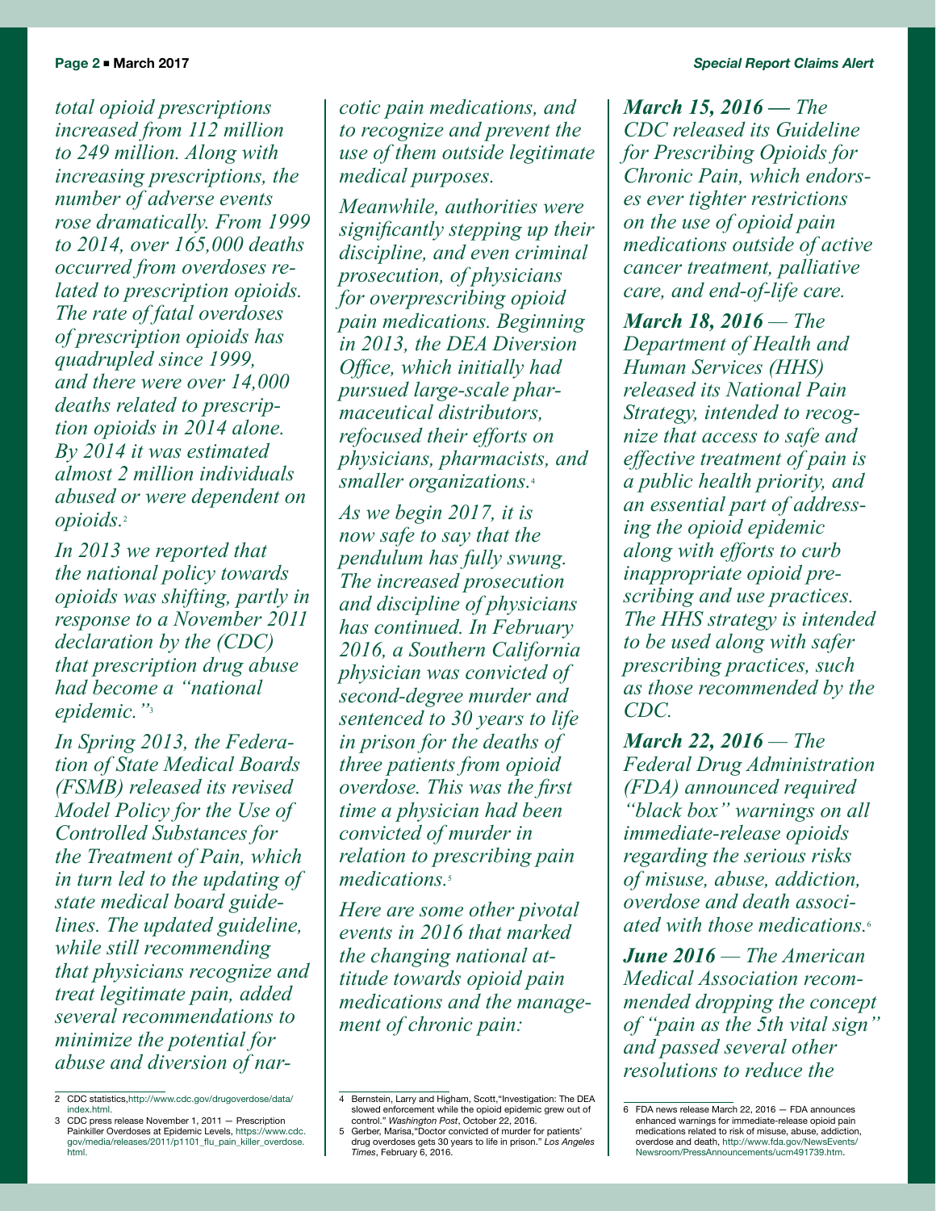*total opioid prescriptions increased from 112 million to 249 million. Along with increasing prescriptions, the number of adverse events rose dramatically. From 1999 to 2014, over 165,000 deaths occurred from overdoses related to prescription opioids. The rate of fatal overdoses of prescription opioids has quadrupled since 1999, and there were over 14,000 deaths related to prescription opioids in 2014 alone. By 2014 it was estimated almost 2 million individuals abused or were dependent on opioids.*[2]

*In 2013 we reported that the national policy towards opioids was shifting, partly in response to a November 2011 declaration by the (CDC) that prescription drug abuse had become a "national epidemic."*[3]

*In Spring 2013, the Federation of State Medical Boards (FSMB) released its revised Model Policy for the Use of Controlled Substances for the Treatment of Pain, which in turn led to the updating of state medical board guidelines. The updated guideline, while still recommending that physicians recognize and treat legitimate pain, added several recommendations to minimize the potential for abuse and diversion of narcotic pain medications, and to recognize and prevent the use of them outside legitimate medical purposes.*

*Meanwhile, authorities were significantly stepping up their discipline, and even criminal prosecution, of physicians for overprescribing opioid pain medications. Beginning in 2013, the DEA Diversion Office, which initially had pursued large-scale pharmaceutical distributors, refocused their efforts on physicians, pharmacists, and smaller organizations.*[4]

*As we begin 2017, it is now safe to say that the pendulum has fully swung. The increased prosecution and discipline of physicians has continued. In February 2016, a Southern California physician was convicted of second-degree murder and sentenced to 30 years to life in prison for the deaths of three patients from opioid overdose. This was the first time a physician had been convicted of murder in relation to prescribing pain medications.*[5]

*Here are some other pivotal events in 2016 that marked the changing national attitude towards opioid pain medications and the management of chronic pain:*

***March 15, 2016 —** The CDC released its Guideline for Prescribing Opioids for Chronic Pain, which endorses ever tighter restrictions on the use of opioid pain medications outside of active cancer treatment, palliative care, and end-of-life care.*

***March 18, 2016** — The Department of Health and Human Services (HHS) released its National Pain Strategy, intended to recognize that access to safe and effective treatment of pain is a public health priority, and an essential part of addressing the opioid epidemic along with efforts to curb inappropriate opioid prescribing and use practices. The HHS strategy is intended to be used along with safer prescribing practices, such as those recommended by the CDC.*

***March 22, 2016** — The Federal Drug Administration (FDA) announced required "black box" warnings on all immediate-release opioids regarding the serious risks of misuse, abuse, addiction, overdose and death associated with those medications.*[6]

***June 2016** — The American Medical Association recommended dropping the concept of "pain as the 5th vital sign" and passed several other resolutions to reduce the*

---

2 CDC statistics, http://www.cdc.gov/drugoverdose/data/index.html.

3 CDC press release November 1, 2011 — Prescription Painkiller Overdoses at Epidemic Levels, https://www.cdc.gov/media/releases/2011/p1101_flu_pain_killer_overdose.html.

4 Bernstein, Larry and Higham, Scott, "Investigation: The DEA slowed enforcement while the opioid epidemic grew out of control." *Washington Post*, October 22, 2016.

5 Gerber, Marisa, "Doctor convicted of murder for patients' drug overdoses gets 30 years to life in prison." *Los Angeles Times*, February 6, 2016.

6 FDA news release March 22, 2016 — FDA announces enhanced warnings for immediate-release opioid pain medications related to risk of misuse, abuse, addiction, overdose and death, http://www.fda.gov/NewsEvents/Newsroom/PressAnnouncements/ucm491739.htm.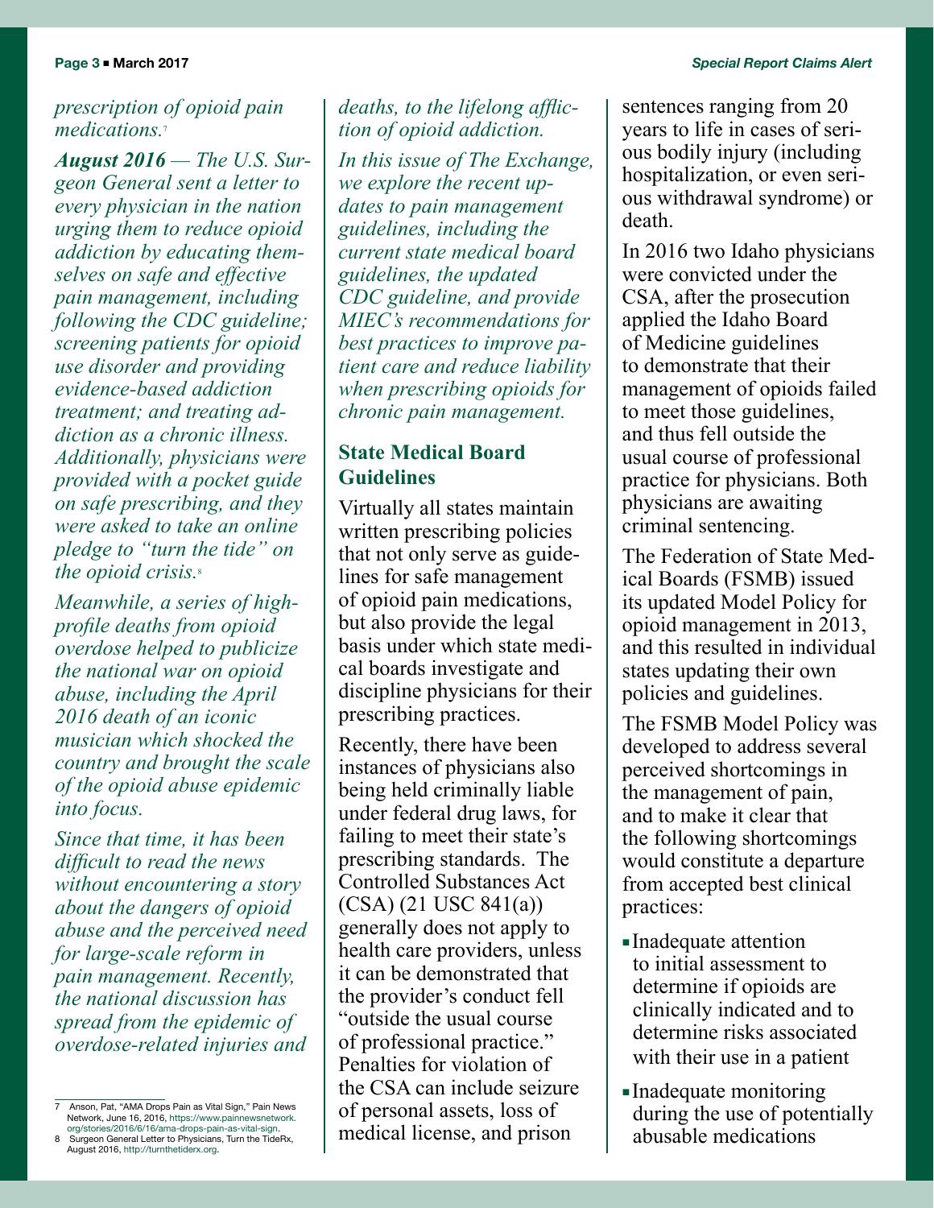*prescription of opioid pain medications.*[7]

***August 2016** — The U.S. Surgeon General sent a letter to every physician in the nation urging them to reduce opioid addiction by educating themselves on safe and effective pain management, including following the CDC guideline; screening patients for opioid use disorder and providing evidence-based addiction treatment; and treating addiction as a chronic illness. Additionally, physicians were provided with a pocket guide on safe prescribing, and they were asked to take an online pledge to "turn the tide" on the opioid crisis.*[8]

*Meanwhile, a series of high-profile deaths from opioid overdose helped to publicize the national war on opioid abuse, including the April 2016 death of an iconic musician which shocked the country and brought the scale of the opioid abuse epidemic into focus.*

*Since that time, it has been difficult to read the news without encountering a story about the dangers of opioid abuse and the perceived need for large-scale reform in pain management. Recently, the national discussion has spread from the epidemic of overdose-related injuries and deaths, to the lifelong affliction of opioid addiction.*

*In this issue of The Exchange, we explore the recent updates to pain management guidelines, including the current state medical board guidelines, the updated CDC guideline, and provide MIEC's recommendations for best practices to improve patient care and reduce liability when prescribing opioids for chronic pain management.*

## State Medical Board Guidelines

Virtually all states maintain written prescribing policies that not only serve as guidelines for safe management of opioid pain medications, but also provide the legal basis under which state medical boards investigate and discipline physicians for their prescribing practices.

Recently, there have been instances of physicians also being held criminally liable under federal drug laws, for failing to meet their state's prescribing standards. The Controlled Substances Act (CSA) (21 USC 841(a)) generally does not apply to health care providers, unless it can be demonstrated that the provider's conduct fell "outside the usual course of professional practice." Penalties for violation of the CSA can include seizure of personal assets, loss of medical license, and prison sentences ranging from 20 years to life in cases of serious bodily injury (including hospitalization, or even serious withdrawal syndrome) or death.

In 2016 two Idaho physicians were convicted under the CSA, after the prosecution applied the Idaho Board of Medicine guidelines to demonstrate that their management of opioids failed to meet those guidelines, and thus fell outside the usual course of professional practice for physicians. Both physicians are awaiting criminal sentencing.

The Federation of State Medical Boards (FSMB) issued its updated Model Policy for opioid management in 2013, and this resulted in individual states updating their own policies and guidelines.

The FSMB Model Policy was developed to address several perceived shortcomings in the management of pain, and to make it clear that the following shortcomings would constitute a departure from accepted best clinical practices:

- Inadequate attention to initial assessment to determine if opioids are clinically indicated and to determine risks associated with their use in a patient
- Inadequate monitoring during the use of potentially abusable medications

---

7 Anson, Pat, "AMA Drops Pain as Vital Sign," Pain News Network, June 16, 2016, https://www.painnewsnetwork.org/stories/2016/6/16/ama-drops-pain-as-vital-sign.

8 Surgeon General Letter to Physicians, Turn the TideRx, August 2016, http://turnthetiderx.org.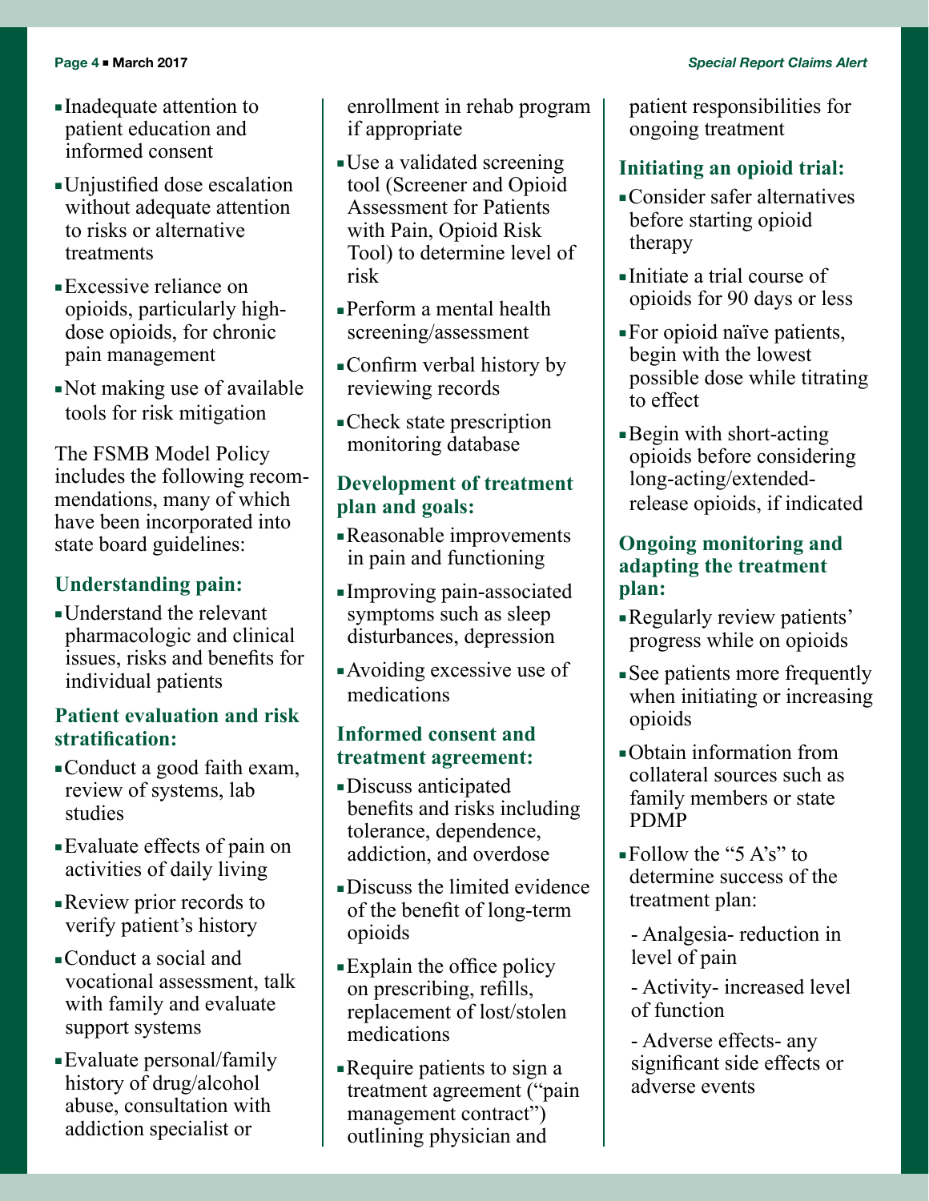- Inadequate attention to patient education and informed consent
- Unjustified dose escalation without adequate attention to risks or alternative treatments
- Excessive reliance on opioids, particularly high-dose opioids, for chronic pain management
- Not making use of available tools for risk mitigation

The FSMB Model Policy includes the following recommendations, many of which have been incorporated into state board guidelines:

### Understanding pain:

- Understand the relevant pharmacologic and clinical issues, risks and benefits for individual patients

### Patient evaluation and risk stratification:

- Conduct a good faith exam, review of systems, lab studies
- Evaluate effects of pain on activities of daily living
- Review prior records to verify patient's history
- Conduct a social and vocational assessment, talk with family and evaluate support systems
- Evaluate personal/family history of drug/alcohol abuse, consultation with addiction specialist or enrollment in rehab program if appropriate
- Use a validated screening tool (Screener and Opioid Assessment for Patients with Pain, Opioid Risk Tool) to determine level of risk
- Perform a mental health screening/assessment
- Confirm verbal history by reviewing records
- Check state prescription monitoring database

### Development of treatment plan and goals:

- Reasonable improvements in pain and functioning
- Improving pain-associated symptoms such as sleep disturbances, depression
- Avoiding excessive use of medications

### Informed consent and treatment agreement:

- Discuss anticipated benefits and risks including tolerance, dependence, addiction, and overdose
- Discuss the limited evidence of the benefit of long-term opioids
- Explain the office policy on prescribing, refills, replacement of lost/stolen medications
- Require patients to sign a treatment agreement ("pain management contract") outlining physician and patient responsibilities for ongoing treatment

### Initiating an opioid trial:

- Consider safer alternatives before starting opioid therapy
- Initiate a trial course of opioids for 90 days or less
- For opioid naïve patients, begin with the lowest possible dose while titrating to effect
- Begin with short-acting opioids before considering long-acting/extended-release opioids, if indicated

### Ongoing monitoring and adapting the treatment plan:

- Regularly review patients' progress while on opioids
- See patients more frequently when initiating or increasing opioids
- Obtain information from collateral sources such as family members or state PDMP
- Follow the "5 A's" to determine success of the treatment plan:
  - Analgesia- reduction in level of pain
  - Activity- increased level of function
  - Adverse effects- any significant side effects or adverse events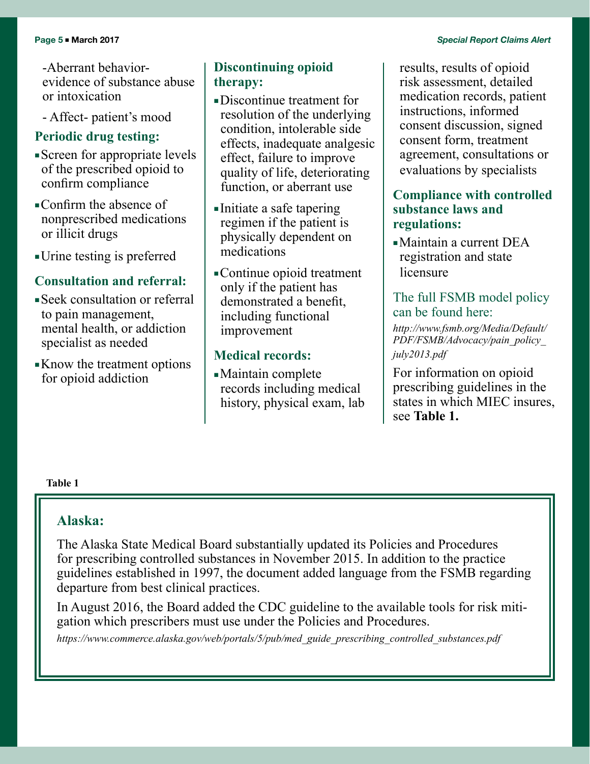-Aberrant behavior- evidence of substance abuse or intoxication

- Affect- patient's mood

### Periodic drug testing:

- Screen for appropriate levels of the prescribed opioid to confirm compliance
- Confirm the absence of nonprescribed medications or illicit drugs
- Urine testing is preferred

### Consultation and referral:

- Seek consultation or referral to pain management, mental health, or addiction specialist as needed
- Know the treatment options for opioid addiction

### Discontinuing opioid therapy:

- Discontinue treatment for resolution of the underlying condition, intolerable side effects, inadequate analgesic effect, failure to improve quality of life, deteriorating function, or aberrant use
- Initiate a safe tapering regimen if the patient is physically dependent on medications
- Continue opioid treatment only if the patient has demonstrated a benefit, including functional improvement

### Medical records:

- Maintain complete records including medical history, physical exam, lab results, results of opioid risk assessment, detailed medication records, patient instructions, informed consent discussion, signed consent form, treatment agreement, consultations or evaluations by specialists

### Compliance with controlled substance laws and regulations:

- Maintain a current DEA registration and state licensure

The full FSMB model policy can be found here:

*http://www.fsmb.org/Media/Default/PDF/FSMB/Advocacy/pain_policy_july2013.pdf*

For information on opioid prescribing guidelines in the states in which MIEC insures, see **Table 1.**

**Table 1**

## Alaska:

The Alaska State Medical Board substantially updated its Policies and Procedures for prescribing controlled substances in November 2015. In addition to the practice guidelines established in 1997, the document added language from the FSMB regarding departure from best clinical practices.

In August 2016, the Board added the CDC guideline to the available tools for risk mitigation which prescribers must use under the Policies and Procedures.

*https://www.commerce.alaska.gov/web/portals/5/pub/med_guide_prescribing_controlled_substances.pdf*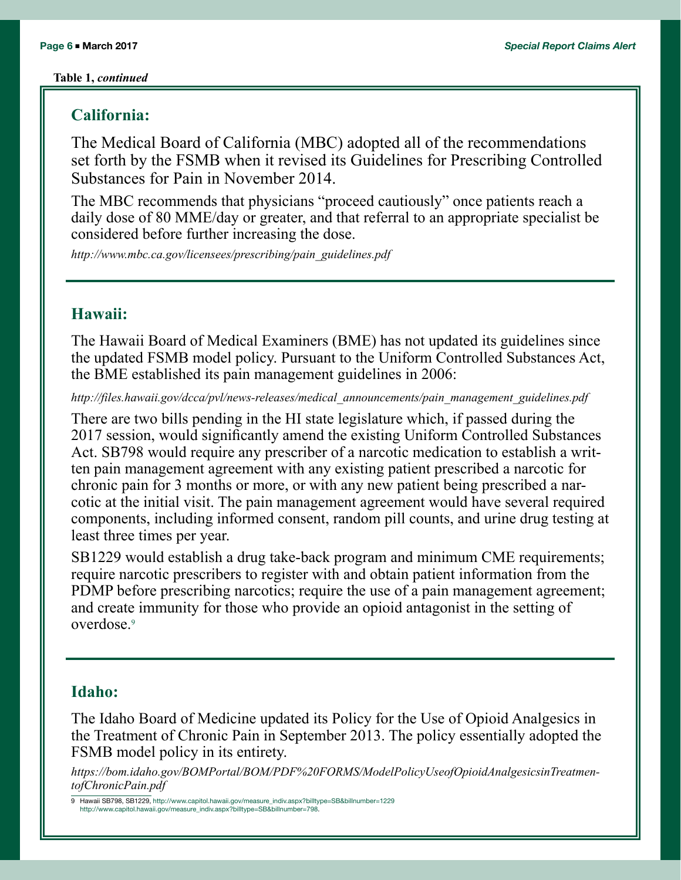**Table 1, *continued***

## California:

The Medical Board of California (MBC) adopted all of the recommendations set forth by the FSMB when it revised its Guidelines for Prescribing Controlled Substances for Pain in November 2014.

The MBC recommends that physicians "proceed cautiously" once patients reach a daily dose of 80 MME/day or greater, and that referral to an appropriate specialist be considered before further increasing the dose.

*http://www.mbc.ca.gov/licensees/prescribing/pain_guidelines.pdf*

## Hawaii:

The Hawaii Board of Medical Examiners (BME) has not updated its guidelines since the updated FSMB model policy. Pursuant to the Uniform Controlled Substances Act, the BME established its pain management guidelines in 2006:

*http://files.hawaii.gov/dcca/pvl/news-releases/medical_announcements/pain_management_guidelines.pdf*

There are two bills pending in the HI state legislature which, if passed during the 2017 session, would significantly amend the existing Uniform Controlled Substances Act. SB798 would require any prescriber of a narcotic medication to establish a written pain management agreement with any existing patient prescribed a narcotic for chronic pain for 3 months or more, or with any new patient being prescribed a narcotic at the initial visit. The pain management agreement would have several required components, including informed consent, random pill counts, and urine drug testing at least three times per year.

SB1229 would establish a drug take-back program and minimum CME requirements; require narcotic prescribers to register with and obtain patient information from the PDMP before prescribing narcotics; require the use of a pain management agreement; and create immunity for those who provide an opioid antagonist in the setting of overdose.[9]

## Idaho:

The Idaho Board of Medicine updated its Policy for the Use of Opioid Analgesics in the Treatment of Chronic Pain in September 2013. The policy essentially adopted the FSMB model policy in its entirety.

*https://bom.idaho.gov/BOMPortal/BOM/PDF%20FORMS/ModelPolicyUseofOpioidAnalgesicsinTreatmentofChronicPain.pdf*

---

9 Hawaii SB798, SB1229, http://www.capitol.hawaii.gov/measure_indiv.aspx?billtype=SB&billnumber=1229 http://www.capitol.hawaii.gov/measure_indiv.aspx?billtype=SB&billnumber=798.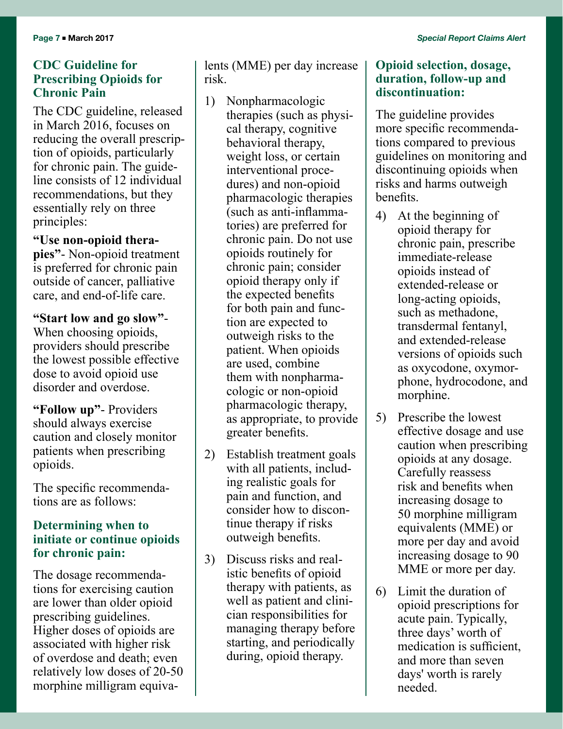## CDC Guideline for Prescribing Opioids for Chronic Pain

The CDC guideline, released in March 2016, focuses on reducing the overall prescription of opioids, particularly for chronic pain. The guideline consists of 12 individual recommendations, but they essentially rely on three principles:

**"Use non-opioid therapies"**- Non-opioid treatment is preferred for chronic pain outside of cancer, palliative care, and end-of-life care.

**"Start low and go slow"**- When choosing opioids, providers should prescribe the lowest possible effective dose to avoid opioid use disorder and overdose.

**"Follow up"**- Providers should always exercise caution and closely monitor patients when prescribing opioids.

The specific recommendations are as follows:

### Determining when to initiate or continue opioids for chronic pain:

The dosage recommendations for exercising caution are lower than older opioid prescribing guidelines. Higher doses of opioids are associated with higher risk of overdose and death; even relatively low doses of 20-50 morphine milligram equivalents (MME) per day increase risk.

1) Nonpharmacologic therapies (such as physical therapy, cognitive behavioral therapy, weight loss, or certain interventional procedures) and non-opioid pharmacologic therapies (such as anti-inflammatories) are preferred for chronic pain. Do not use opioids routinely for chronic pain; consider opioid therapy only if the expected benefits for both pain and function are expected to outweigh risks to the patient. When opioids are used, combine them with nonpharmacologic or non-opioid pharmacologic therapy, as appropriate, to provide greater benefits.

2) Establish treatment goals with all patients, including realistic goals for pain and function, and consider how to discontinue therapy if risks outweigh benefits.

3) Discuss risks and realistic benefits of opioid therapy with patients, as well as patient and clinician responsibilities for managing therapy before starting, and periodically during, opioid therapy.

### Opioid selection, dosage, duration, follow-up and discontinuation:

The guideline provides more specific recommendations compared to previous guidelines on monitoring and discontinuing opioids when risks and harms outweigh benefits.

4) At the beginning of opioid therapy for chronic pain, prescribe immediate-release opioids instead of extended-release or long-acting opioids, such as methadone, transdermal fentanyl, and extended-release versions of opioids such as oxycodone, oxymorphone, hydrocodone, and morphine.

5) Prescribe the lowest effective dosage and use caution when prescribing opioids at any dosage. Carefully reassess risk and benefits when increasing dosage to 50 morphine milligram equivalents (MME) or more per day and avoid increasing dosage to 90 MME or more per day.

6) Limit the duration of opioid prescriptions for acute pain. Typically, three days' worth of medication is sufficient, and more than seven days' worth is rarely needed.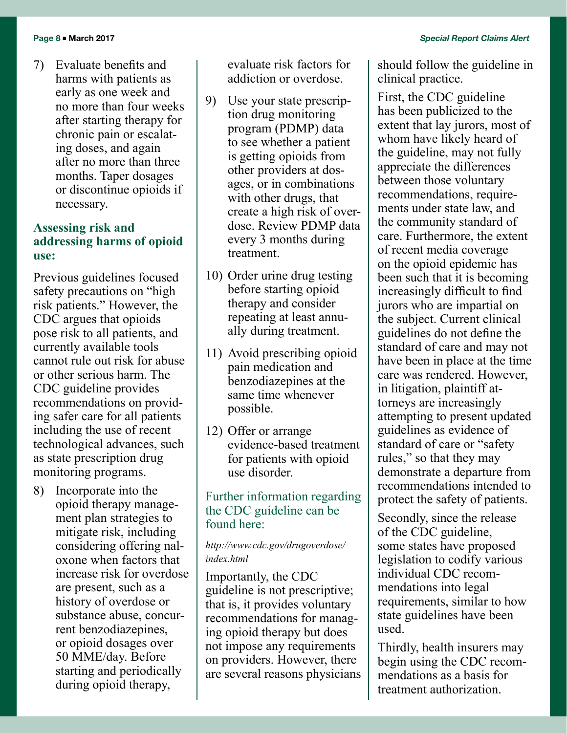7) Evaluate benefits and harms with patients as early as one week and no more than four weeks after starting therapy for chronic pain or escalating doses, and again after no more than three months. Taper dosages or discontinue opioids if necessary.

### Assessing risk and addressing harms of opioid use:

Previous guidelines focused safety precautions on "high risk patients." However, the CDC argues that opioids pose risk to all patients, and currently available tools cannot rule out risk for abuse or other serious harm. The CDC guideline provides recommendations on providing safer care for all patients including the use of recent technological advances, such as state prescription drug monitoring programs.

8) Incorporate into the opioid therapy management plan strategies to mitigate risk, including considering offering naloxone when factors that increase risk for overdose are present, such as a history of overdose or substance abuse, concurrent benzodiazepines, or opioid dosages over 50 MME/day. Before starting and periodically during opioid therapy, evaluate risk factors for addiction or overdose.

9) Use your state prescription drug monitoring program (PDMP) data to see whether a patient is getting opioids from other providers at dosages, or in combinations with other drugs, that create a high risk of overdose. Review PDMP data every 3 months during treatment.

10) Order urine drug testing before starting opioid therapy and consider repeating at least annually during treatment.

11) Avoid prescribing opioid pain medication and benzodiazepines at the same time whenever possible.

12) Offer or arrange evidence-based treatment for patients with opioid use disorder.

Further information regarding the CDC guideline can be found here:

*http://www.cdc.gov/drugoverdose/index.html*

Importantly, the CDC guideline is not prescriptive; that is, it provides voluntary recommendations for managing opioid therapy but does not impose any requirements on providers. However, there are several reasons physicians should follow the guideline in clinical practice.

First, the CDC guideline has been publicized to the extent that lay jurors, most of whom have likely heard of the guideline, may not fully appreciate the differences between those voluntary recommendations, requirements under state law, and the community standard of care. Furthermore, the extent of recent media coverage on the opioid epidemic has been such that it is becoming increasingly difficult to find jurors who are impartial on the subject. Current clinical guidelines do not define the standard of care and may not have been in place at the time care was rendered. However, in litigation, plaintiff attorneys are increasingly attempting to present updated guidelines as evidence of standard of care or "safety rules," so that they may demonstrate a departure from recommendations intended to protect the safety of patients.

Secondly, since the release of the CDC guideline, some states have proposed legislation to codify various individual CDC recommendations into legal requirements, similar to how state guidelines have been used.

Thirdly, health insurers may begin using the CDC recommendations as a basis for treatment authorization.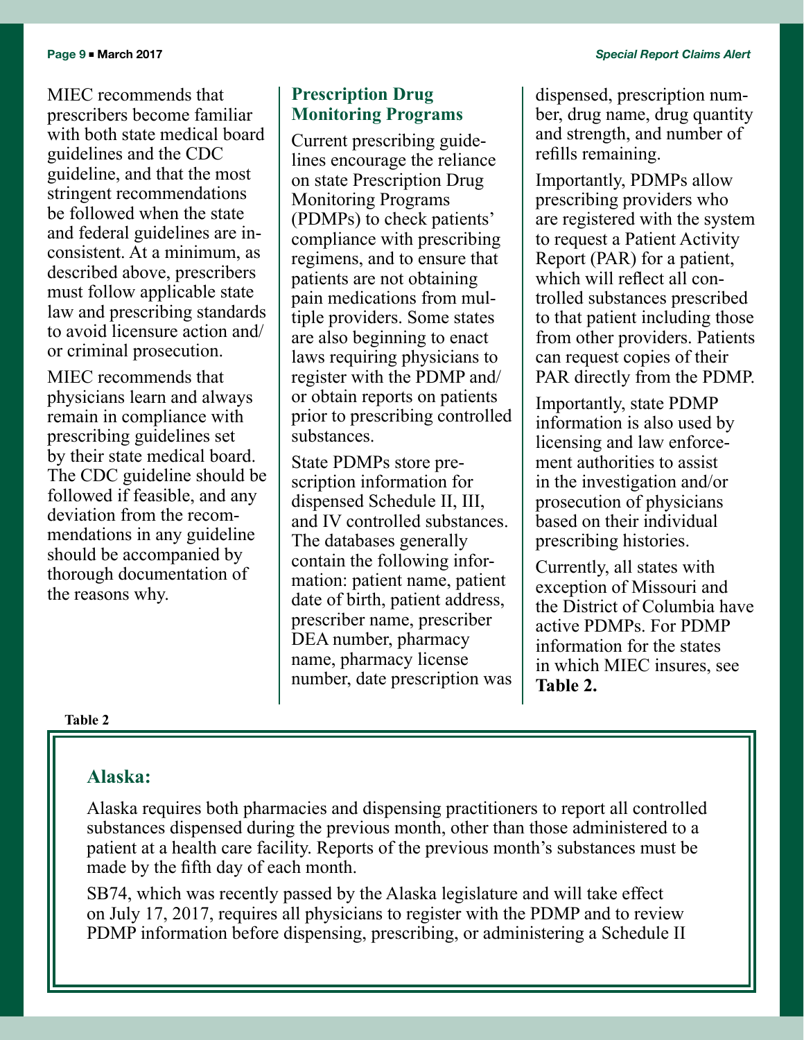MIEC recommends that prescribers become familiar with both state medical board guidelines and the CDC guideline, and that the most stringent recommendations be followed when the state and federal guidelines are inconsistent. At a minimum, as described above, prescribers must follow applicable state law and prescribing standards to avoid licensure action and/or criminal prosecution.

MIEC recommends that physicians learn and always remain in compliance with prescribing guidelines set by their state medical board. The CDC guideline should be followed if feasible, and any deviation from the recommendations in any guideline should be accompanied by thorough documentation of the reasons why.

## Prescription Drug Monitoring Programs

Current prescribing guidelines encourage the reliance on state Prescription Drug Monitoring Programs (PDMPs) to check patients' compliance with prescribing regimens, and to ensure that patients are not obtaining pain medications from multiple providers. Some states are also beginning to enact laws requiring physicians to register with the PDMP and/or obtain reports on patients prior to prescribing controlled substances.

State PDMPs store prescription information for dispensed Schedule II, III, and IV controlled substances. The databases generally contain the following information: patient name, patient date of birth, patient address, prescriber name, prescriber DEA number, pharmacy name, pharmacy license number, date prescription was dispensed, prescription number, drug name, drug quantity and strength, and number of refills remaining.

Importantly, PDMPs allow prescribing providers who are registered with the system to request a Patient Activity Report (PAR) for a patient, which will reflect all controlled substances prescribed to that patient including those from other providers. Patients can request copies of their PAR directly from the PDMP.

Importantly, state PDMP information is also used by licensing and law enforcement authorities to assist in the investigation and/or prosecution of physicians based on their individual prescribing histories.

Currently, all states with exception of Missouri and the District of Columbia have active PDMPs. For PDMP information for the states in which MIEC insures, see **Table 2.**

**Table 2**

### Alaska:

Alaska requires both pharmacies and dispensing practitioners to report all controlled substances dispensed during the previous month, other than those administered to a patient at a health care facility. Reports of the previous month's substances must be made by the fifth day of each month.

SB74, which was recently passed by the Alaska legislature and will take effect on July 17, 2017, requires all physicians to register with the PDMP and to review PDMP information before dispensing, prescribing, or administering a Schedule II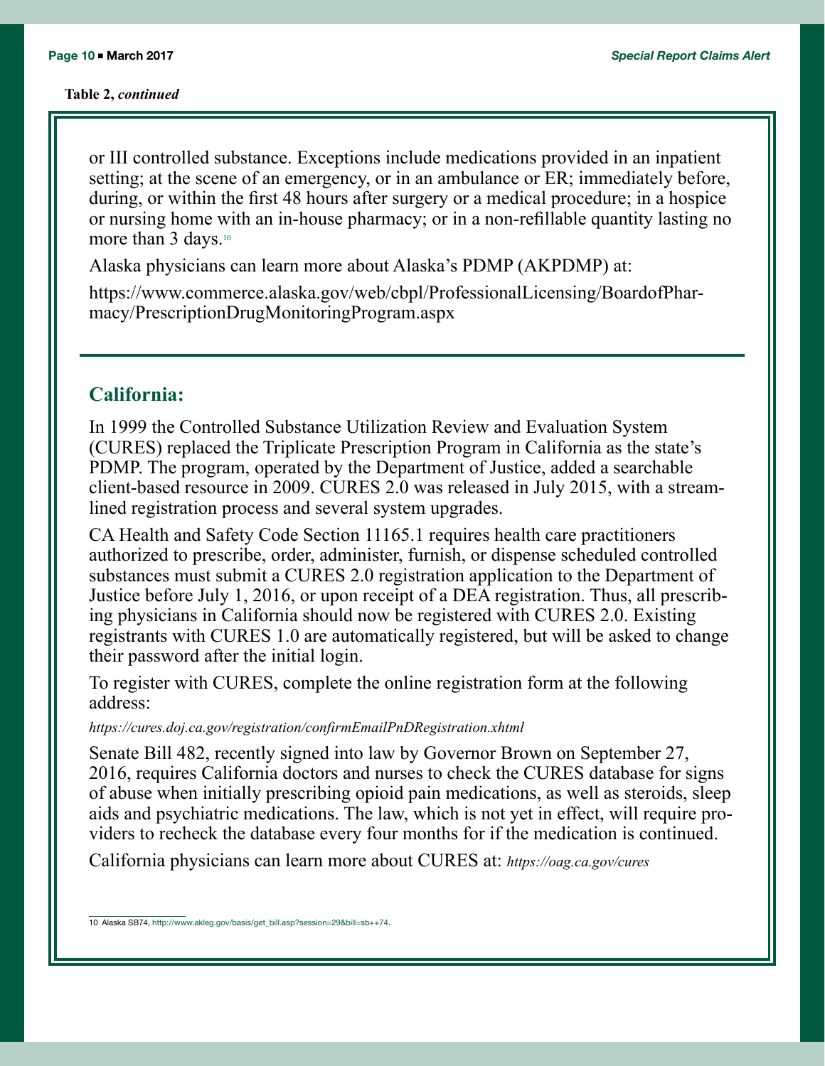Table 2, *continued*

or III controlled substance. Exceptions include medications provided in an inpatient setting; at the scene of an emergency, or in an ambulance or ER; immediately before, during, or within the first 48 hours after surgery or a medical procedure; in a hospice or nursing home with an in-house pharmacy; or in a non-refillable quantity lasting no more than 3 days.[10]

Alaska physicians can learn more about Alaska's PDMP (AKPDMP) at:

https://www.commerce.alaska.gov/web/cbpl/ProfessionalLicensing/BoardofPharmacy/PrescriptionDrugMonitoringProgram.aspx

## California:

In 1999 the Controlled Substance Utilization Review and Evaluation System (CURES) replaced the Triplicate Prescription Program in California as the state's PDMP. The program, operated by the Department of Justice, added a searchable client-based resource in 2009. CURES 2.0 was released in July 2015, with a streamlined registration process and several system upgrades.

CA Health and Safety Code Section 11165.1 requires health care practitioners authorized to prescribe, order, administer, furnish, or dispense scheduled controlled substances must submit a CURES 2.0 registration application to the Department of Justice before July 1, 2016, or upon receipt of a DEA registration. Thus, all prescribing physicians in California should now be registered with CURES 2.0. Existing registrants with CURES 1.0 are automatically registered, but will be asked to change their password after the initial login.

To register with CURES, complete the online registration form at the following address:

*https://cures.doj.ca.gov/registration/confirmEmailPnDRegistration.xhtml*

Senate Bill 482, recently signed into law by Governor Brown on September 27, 2016, requires California doctors and nurses to check the CURES database for signs of abuse when initially prescribing opioid pain medications, as well as steroids, sleep aids and psychiatric medications. The law, which is not yet in effect, will require providers to recheck the database every four months for if the medication is continued.

California physicians can learn more about CURES at: *https://oag.ca.gov/cures*

---

10 Alaska SB74, http://www.akleg.gov/basis/get_bill.asp?session=29&bill=sb++74.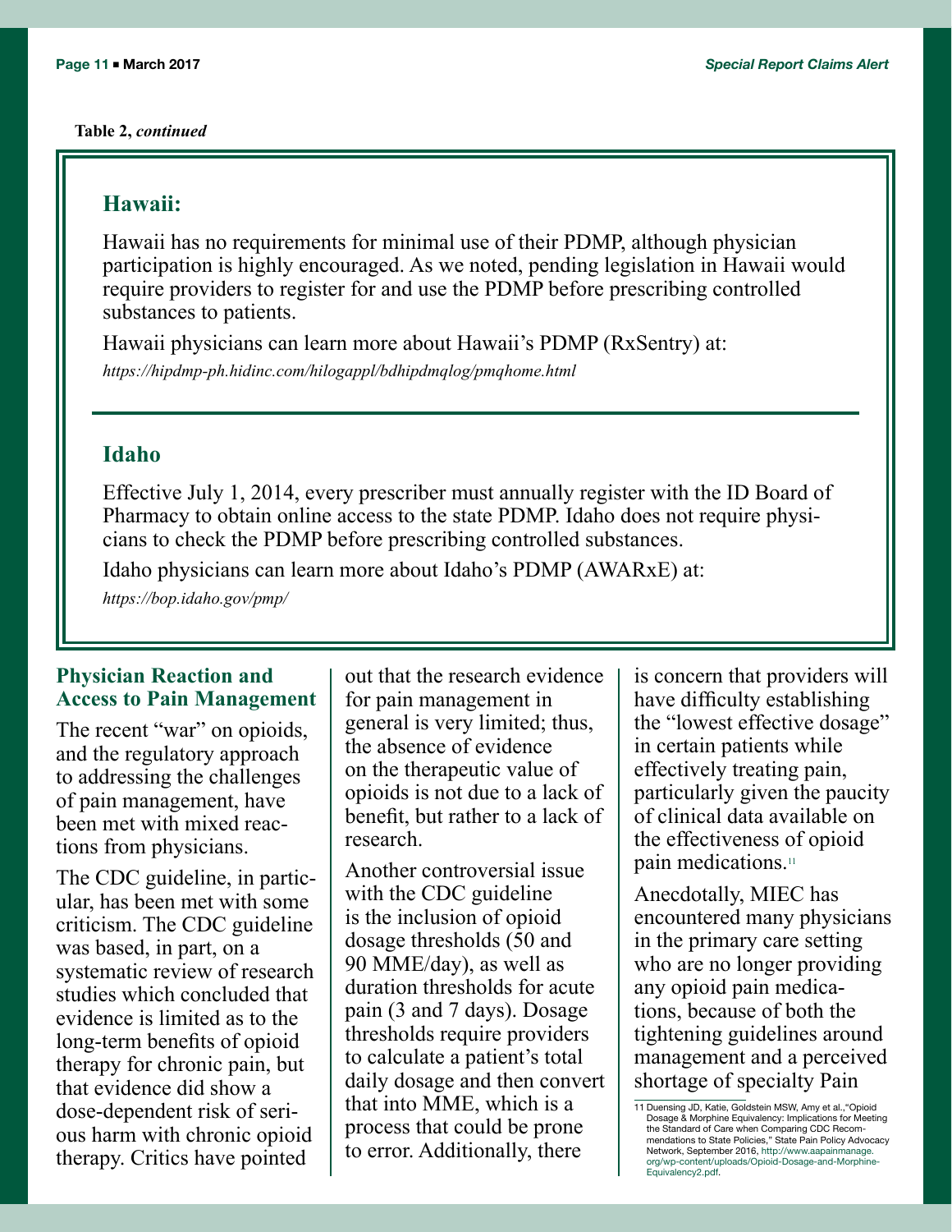**Table 2, *continued***

## Hawaii:

Hawaii has no requirements for minimal use of their PDMP, although physician participation is highly encouraged. As we noted, pending legislation in Hawaii would require providers to register for and use the PDMP before prescribing controlled substances to patients.

Hawaii physicians can learn more about Hawaii's PDMP (RxSentry) at:

*https://hipdmp-ph.hidinc.com/hilogappl/bdhipdmqlog/pmqhome.html*

## Idaho

Effective July 1, 2014, every prescriber must annually register with the ID Board of Pharmacy to obtain online access to the state PDMP. Idaho does not require physicians to check the PDMP before prescribing controlled substances.

Idaho physicians can learn more about Idaho's PDMP (AWARxE) at:

*https://bop.idaho.gov/pmp/*

### Physician Reaction and Access to Pain Management

The recent "war" on opioids, and the regulatory approach to addressing the challenges of pain management, have been met with mixed reactions from physicians.

The CDC guideline, in particular, has been met with some criticism. The CDC guideline was based, in part, on a systematic review of research studies which concluded that evidence is limited as to the long-term benefits of opioid therapy for chronic pain, but that evidence did show a dose-dependent risk of serious harm with chronic opioid therapy. Critics have pointed out that the research evidence for pain management in general is very limited; thus, the absence of evidence on the therapeutic value of opioids is not due to a lack of benefit, but rather to a lack of research.

Another controversial issue with the CDC guideline is the inclusion of opioid dosage thresholds (50 and 90 MME/day), as well as duration thresholds for acute pain (3 and 7 days). Dosage thresholds require providers to calculate a patient's total daily dosage and then convert that into MME, which is a process that could be prone to error. Additionally, there is concern that providers will have difficulty establishing the "lowest effective dosage" in certain patients while effectively treating pain, particularly given the paucity of clinical data available on the effectiveness of opioid pain medications.[11]

Anecdotally, MIEC has encountered many physicians in the primary care setting who are no longer providing any opioid pain medications, because of both the tightening guidelines around management and a perceived shortage of specialty Pain

[11] Duensing JD, Katie, Goldstein MSW, Amy et al.,"Opioid Dosage & Morphine Equivalency: Implications for Meeting the Standard of Care when Comparing CDC Recommendations to State Policies," State Pain Policy Advocacy Network, September 2016, http://www.aapainmanage.org/wp-content/uploads/Opioid-Dosage-and-Morphine-Equivalency2.pdf.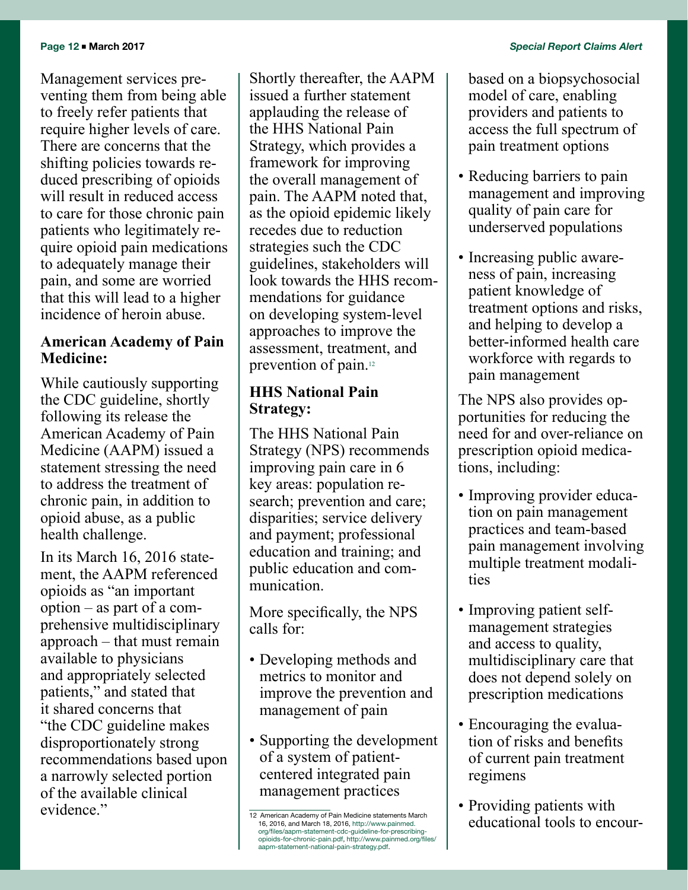Management services preventing them from being able to freely refer patients that require higher levels of care. There are concerns that the shifting policies towards reduced prescribing of opioids will result in reduced access to care for those chronic pain patients who legitimately require opioid pain medications to adequately manage their pain, and some are worried that this will lead to a higher incidence of heroin abuse.

**American Academy of Pain Medicine:**

While cautiously supporting the CDC guideline, shortly following its release the American Academy of Pain Medicine (AAPM) issued a statement stressing the need to address the treatment of chronic pain, in addition to opioid abuse, as a public health challenge.

In its March 16, 2016 statement, the AAPM referenced opioids as "an important option – as part of a comprehensive multidisciplinary approach – that must remain available to physicians and appropriately selected patients," and stated that it shared concerns that "the CDC guideline makes disproportionately strong recommendations based upon a narrowly selected portion of the available clinical evidence."

Shortly thereafter, the AAPM issued a further statement applauding the release of the HHS National Pain Strategy, which provides a framework for improving the overall management of pain. The AAPM noted that, as the opioid epidemic likely recedes due to reduction strategies such the CDC guidelines, stakeholders will look towards the HHS recommendations for guidance on developing system-level approaches to improve the assessment, treatment, and prevention of pain.[12]

**HHS National Pain Strategy:**

The HHS National Pain Strategy (NPS) recommends improving pain care in 6 key areas: population research; prevention and care; disparities; service delivery and payment; professional education and training; and public education and communication.

More specifically, the NPS calls for:

- Developing methods and metrics to monitor and improve the prevention and management of pain
- Supporting the development of a system of patient-centered integrated pain management practices based on a biopsychosocial model of care, enabling providers and patients to access the full spectrum of pain treatment options
- Reducing barriers to pain management and improving quality of pain care for underserved populations
- Increasing public awareness of pain, increasing patient knowledge of treatment options and risks, and helping to develop a better-informed health care workforce with regards to pain management

The NPS also provides opportunities for reducing the need for and over-reliance on prescription opioid medications, including:

- Improving provider education on pain management practices and team-based pain management involving multiple treatment modalities
- Improving patient self-management strategies and access to quality, multidisciplinary care that does not depend solely on prescription medications
- Encouraging the evaluation of risks and benefits of current pain treatment regimens
- Providing patients with educational tools to encour-

12 American Academy of Pain Medicine statements March 16, 2016, and March 18, 2016, http://www.painmed.org/files/aapm-statement-cdc-guideline-for-prescribing-opioids-for-chronic-pain.pdf, http://www.painmed.org/files/aapm-statement-national-pain-strategy.pdf.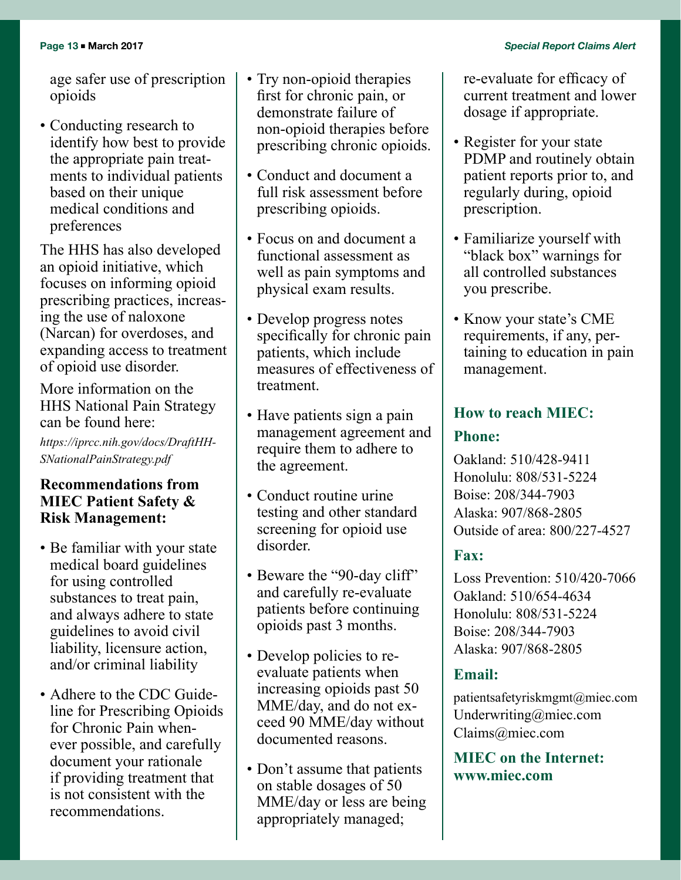age safer use of prescription opioids

- Conducting research to identify how best to provide the appropriate pain treatments to individual patients based on their unique medical conditions and preferences

The HHS has also developed an opioid initiative, which focuses on informing opioid prescribing practices, increasing the use of naloxone (Narcan) for overdoses, and expanding access to treatment of opioid use disorder.

More information on the HHS National Pain Strategy can be found here:

*https://iprcc.nih.gov/docs/DraftHHSNationalPainStrategy.pdf*

**Recommendations from MIEC Patient Safety & Risk Management:**

- Be familiar with your state medical board guidelines for using controlled substances to treat pain, and always adhere to state guidelines to avoid civil liability, licensure action, and/or criminal liability
- Adhere to the CDC Guideline for Prescribing Opioids for Chronic Pain whenever possible, and carefully document your rationale if providing treatment that is not consistent with the recommendations.
- Try non-opioid therapies first for chronic pain, or demonstrate failure of non-opioid therapies before prescribing chronic opioids.
- Conduct and document a full risk assessment before prescribing opioids.
- Focus on and document a functional assessment as well as pain symptoms and physical exam results.
- Develop progress notes specifically for chronic pain patients, which include measures of effectiveness of treatment.
- Have patients sign a pain management agreement and require them to adhere to the agreement.
- Conduct routine urine testing and other standard screening for opioid use disorder.
- Beware the "90-day cliff" and carefully re-evaluate patients before continuing opioids past 3 months.
- Develop policies to re-evaluate patients when increasing opioids past 50 MME/day, and do not exceed 90 MME/day without documented reasons.
- Don't assume that patients on stable dosages of 50 MME/day or less are being appropriately managed; re-evaluate for efficacy of current treatment and lower dosage if appropriate.
- Register for your state PDMP and routinely obtain patient reports prior to, and regularly during, opioid prescription.
- Familiarize yourself with "black box" warnings for all controlled substances you prescribe.
- Know your state's CME requirements, if any, pertaining to education in pain management.

## How to reach MIEC:

### Phone:

Oakland: 510/428-9411
Honolulu: 808/531-5224
Boise: 208/344-7903
Alaska: 907/868-2805
Outside of area: 800/227-4527

### Fax:

Loss Prevention: 510/420-7066
Oakland: 510/654-4634
Honolulu: 808/531-5224
Boise: 208/344-7903
Alaska: 907/868-2805

### Email:

patientsafetyriskmgmt@miec.com
Underwriting@miec.com
Claims@miec.com

**MIEC on the Internet: www.miec.com**